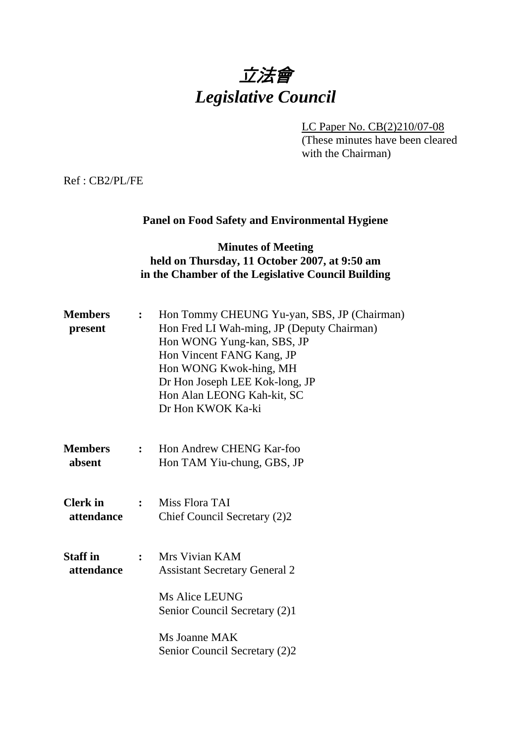# 立法會
# *Legislative Council*

LC Paper No. CB(2)210/07-08
(These minutes have been cleared with the Chairman)

Ref : CB2/PL/FE

**Panel on Food Safety and Environmental Hygiene**

**Minutes of Meeting**
**held on Thursday, 11 October 2007, at 9:50 am**
**in the Chamber of the Legislative Council Building**

| | | |
|---|---|---|
| **Members present** | **:** | Hon Tommy CHEUNG Yu-yan, SBS, JP (Chairman)<br>Hon Fred LI Wah-ming, JP (Deputy Chairman)<br>Hon WONG Yung-kan, SBS, JP<br>Hon Vincent FANG Kang, JP<br>Hon WONG Kwok-hing, MH<br>Dr Hon Joseph LEE Kok-long, JP<br>Hon Alan LEONG Kah-kit, SC<br>Dr Hon KWOK Ka-ki |
| **Members absent** | **:** | Hon Andrew CHENG Kar-foo<br>Hon TAM Yiu-chung, GBS, JP |
| **Clerk in attendance** | **:** | Miss Flora TAI<br>Chief Council Secretary (2)2 |
| **Staff in attendance** | **:** | Mrs Vivian KAM<br>Assistant Secretary General 2<br><br>Ms Alice LEUNG<br>Senior Council Secretary (2)1<br><br>Ms Joanne MAK<br>Senior Council Secretary (2)2 |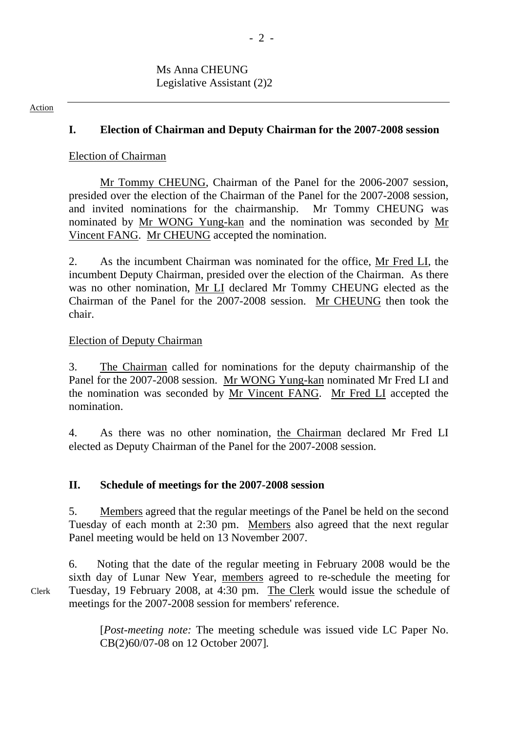Ms Anna CHEUNG
Legislative Assistant (2)2

Action

## I. Election of Chairman and Deputy Chairman for the 2007-2008 session

Election of Chairman

Mr Tommy CHEUNG, Chairman of the Panel for the 2006-2007 session, presided over the election of the Chairman of the Panel for the 2007-2008 session, and invited nominations for the chairmanship. Mr Tommy CHEUNG was nominated by Mr WONG Yung-kan and the nomination was seconded by Mr Vincent FANG. Mr CHEUNG accepted the nomination.

2. As the incumbent Chairman was nominated for the office, Mr Fred LI, the incumbent Deputy Chairman, presided over the election of the Chairman. As there was no other nomination, Mr LI declared Mr Tommy CHEUNG elected as the Chairman of the Panel for the 2007-2008 session. Mr CHEUNG then took the chair.

Election of Deputy Chairman

3. The Chairman called for nominations for the deputy chairmanship of the Panel for the 2007-2008 session. Mr WONG Yung-kan nominated Mr Fred LI and the nomination was seconded by Mr Vincent FANG. Mr Fred LI accepted the nomination.

4. As there was no other nomination, the Chairman declared Mr Fred LI elected as Deputy Chairman of the Panel for the 2007-2008 session.

## II. Schedule of meetings for the 2007-2008 session

5. Members agreed that the regular meetings of the Panel be held on the second Tuesday of each month at 2:30 pm. Members also agreed that the next regular Panel meeting would be held on 13 November 2007.

6. Noting that the date of the regular meeting in February 2008 would be the sixth day of Lunar New Year, members agreed to re-schedule the meeting for Tuesday, 19 February 2008, at 4:30 pm. The Clerk would issue the schedule of meetings for the 2007-2008 session for members' reference.

Clerk

[*Post-meeting note:* The meeting schedule was issued vide LC Paper No. CB(2)60/07-08 on 12 October 2007].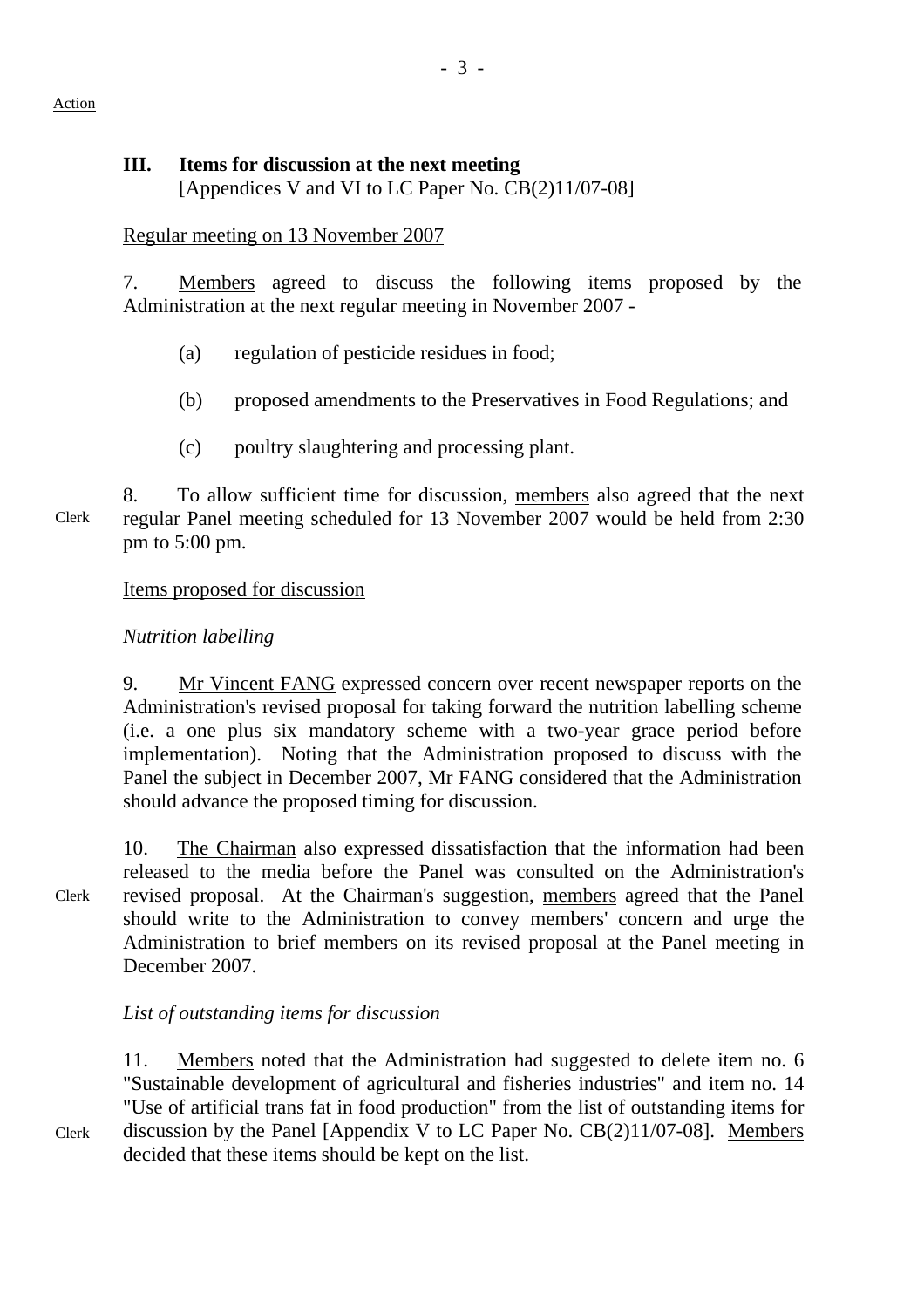Action

### III. Items for discussion at the next meeting
[Appendices V and VI to LC Paper No. CB(2)11/07-08]

Regular meeting on 13 November 2007

7. Members agreed to discuss the following items proposed by the Administration at the next regular meeting in November 2007 -

(a) regulation of pesticide residues in food;

(b) proposed amendments to the Preservatives in Food Regulations; and

(c) poultry slaughtering and processing plant.

Clerk

8. To allow sufficient time for discussion, members also agreed that the next regular Panel meeting scheduled for 13 November 2007 would be held from 2:30 pm to 5:00 pm.

Items proposed for discussion

*Nutrition labelling*

9. Mr Vincent FANG expressed concern over recent newspaper reports on the Administration's revised proposal for taking forward the nutrition labelling scheme (i.e. a one plus six mandatory scheme with a two-year grace period before implementation). Noting that the Administration proposed to discuss with the Panel the subject in December 2007, Mr FANG considered that the Administration should advance the proposed timing for discussion.

Clerk

10. The Chairman also expressed dissatisfaction that the information had been released to the media before the Panel was consulted on the Administration's revised proposal. At the Chairman's suggestion, members agreed that the Panel should write to the Administration to convey members' concern and urge the Administration to brief members on its revised proposal at the Panel meeting in December 2007.

*List of outstanding items for discussion*

Clerk

11. Members noted that the Administration had suggested to delete item no. 6 "Sustainable development of agricultural and fisheries industries" and item no. 14 "Use of artificial trans fat in food production" from the list of outstanding items for discussion by the Panel [Appendix V to LC Paper No. CB(2)11/07-08]. Members decided that these items should be kept on the list.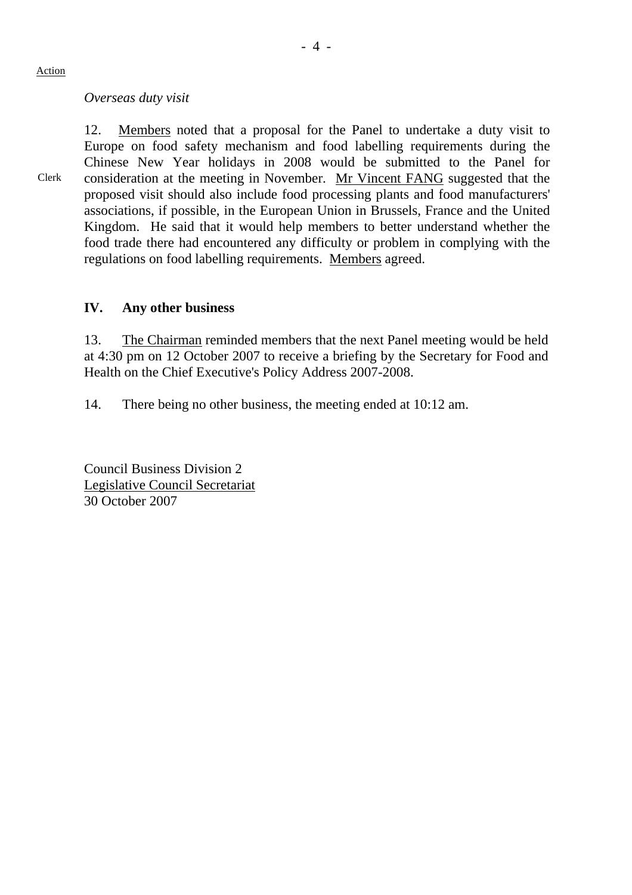Action

*Overseas duty visit*

Clerk

12. Members noted that a proposal for the Panel to undertake a duty visit to Europe on food safety mechanism and food labelling requirements during the Chinese New Year holidays in 2008 would be submitted to the Panel for consideration at the meeting in November. Mr Vincent FANG suggested that the proposed visit should also include food processing plants and food manufacturers' associations, if possible, in the European Union in Brussels, France and the United Kingdom. He said that it would help members to better understand whether the food trade there had encountered any difficulty or problem in complying with the regulations on food labelling requirements. Members agreed.

## IV. Any other business

13. The Chairman reminded members that the next Panel meeting would be held at 4:30 pm on 12 October 2007 to receive a briefing by the Secretary for Food and Health on the Chief Executive's Policy Address 2007-2008.

14. There being no other business, the meeting ended at 10:12 am.

Council Business Division 2
Legislative Council Secretariat
30 October 2007